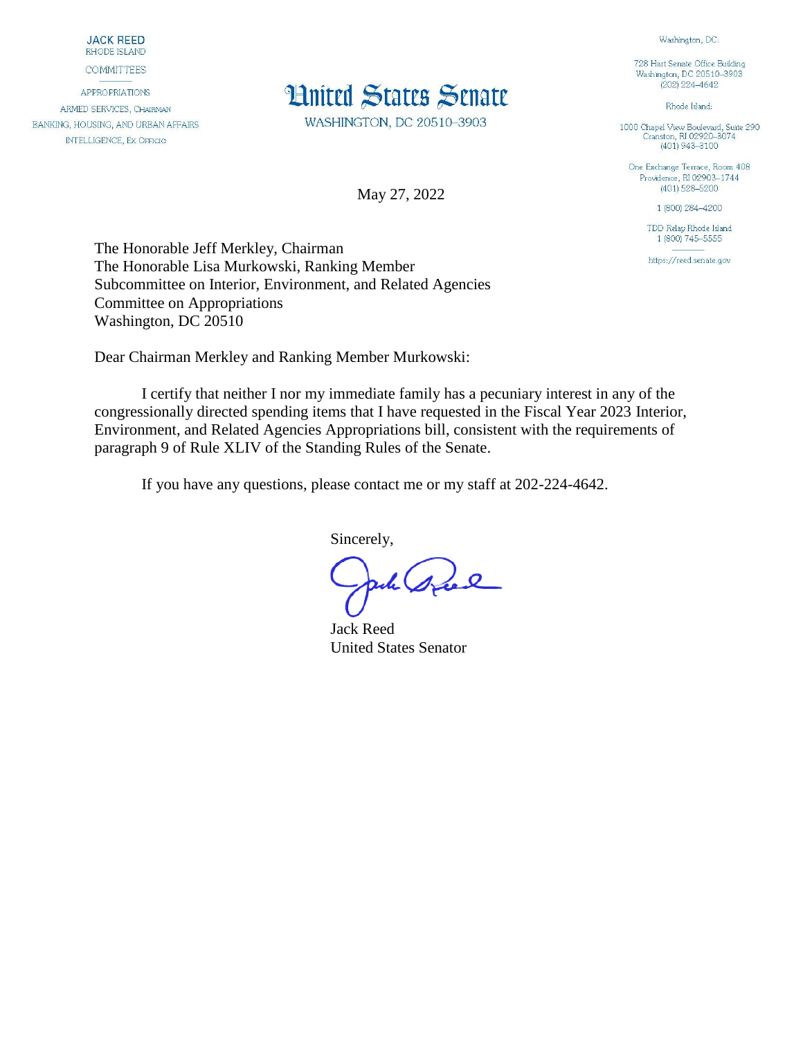**JACK REED**
RHODE ISLAND

COMMITTEES

APPROPRIATIONS
ARMED SERVICES, CHAIRMAN
BANKING, HOUSING, AND URBAN AFFAIRS
INTELLIGENCE, EX OFFICIO

# United States Senate

WASHINGTON, DC 20510–3903

Washington, DC:

728 Hart Senate Office Building
Washington, DC 20510–3903
(202) 224–4642

Rhode Island:

1000 Chapel View Boulevard, Suite 290
Cranston, RI 02920–3074
(401) 943–3100

One Exchange Terrace, Room 408
Providence, RI 02903–1744
(401) 528–5200

1 (800) 284–4200

TDD Relay Rhode Island
1 (800) 745–5555

https://reed.senate.gov

May 27, 2022

The Honorable Jeff Merkley, Chairman
The Honorable Lisa Murkowski, Ranking Member
Subcommittee on Interior, Environment, and Related Agencies
Committee on Appropriations
Washington, DC 20510

Dear Chairman Merkley and Ranking Member Murkowski:

I certify that neither I nor my immediate family has a pecuniary interest in any of the congressionally directed spending items that I have requested in the Fiscal Year 2023 Interior, Environment, and Related Agencies Appropriations bill, consistent with the requirements of paragraph 9 of Rule XLIV of the Standing Rules of the Senate.

If you have any questions, please contact me or my staff at 202-224-4642.

Sincerely,

Jack Reed
United States Senator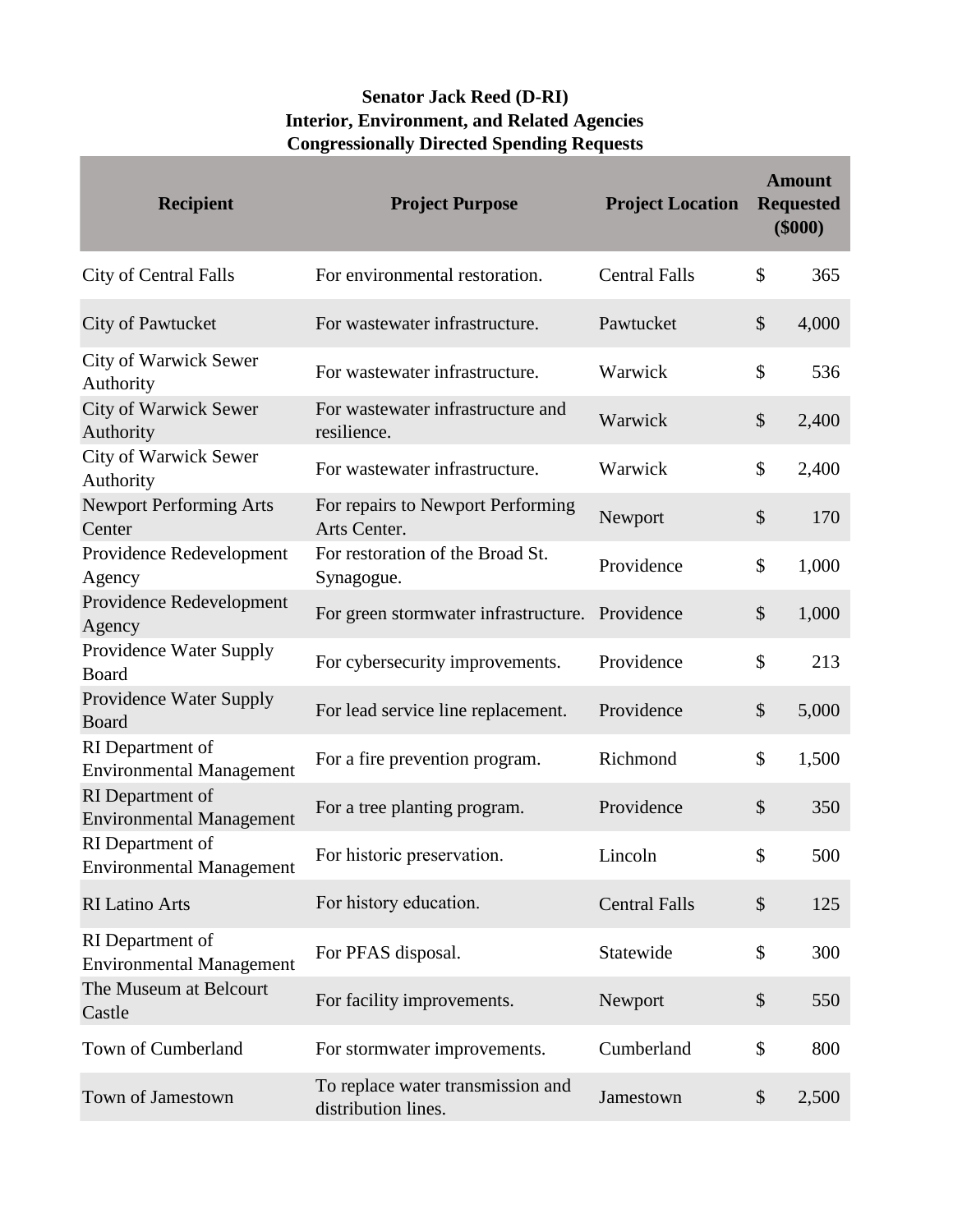**Senator Jack Reed (D-RI)**
**Interior, Environment, and Related Agencies**
**Congressionally Directed Spending Requests**

| Recipient | Project Purpose | Project Location | Amount Requested ($000) |
|---|---|---|---|
| City of Central Falls | For environmental restoration. | Central Falls | $ 365 |
| City of Pawtucket | For wastewater infrastructure. | Pawtucket | $ 4,000 |
| City of Warwick Sewer Authority | For wastewater infrastructure. | Warwick | $ 536 |
| City of Warwick Sewer Authority | For wastewater infrastructure and resilience. | Warwick | $ 2,400 |
| City of Warwick Sewer Authority | For wastewater infrastructure. | Warwick | $ 2,400 |
| Newport Performing Arts Center | For repairs to Newport Performing Arts Center. | Newport | $ 170 |
| Providence Redevelopment Agency | For restoration of the Broad St. Synagogue. | Providence | $ 1,000 |
| Providence Redevelopment Agency | For green stormwater infrastructure. | Providence | $ 1,000 |
| Providence Water Supply Board | For cybersecurity improvements. | Providence | $ 213 |
| Providence Water Supply Board | For lead service line replacement. | Providence | $ 5,000 |
| RI Department of Environmental Management | For a fire prevention program. | Richmond | $ 1,500 |
| RI Department of Environmental Management | For a tree planting program. | Providence | $ 350 |
| RI Department of Environmental Management | For historic preservation. | Lincoln | $ 500 |
| RI Latino Arts | For history education. | Central Falls | $ 125 |
| RI Department of Environmental Management | For PFAS disposal. | Statewide | $ 300 |
| The Museum at Belcourt Castle | For facility improvements. | Newport | $ 550 |
| Town of Cumberland | For stormwater improvements. | Cumberland | $ 800 |
| Town of Jamestown | To replace water transmission and distribution lines. | Jamestown | $ 2,500 |